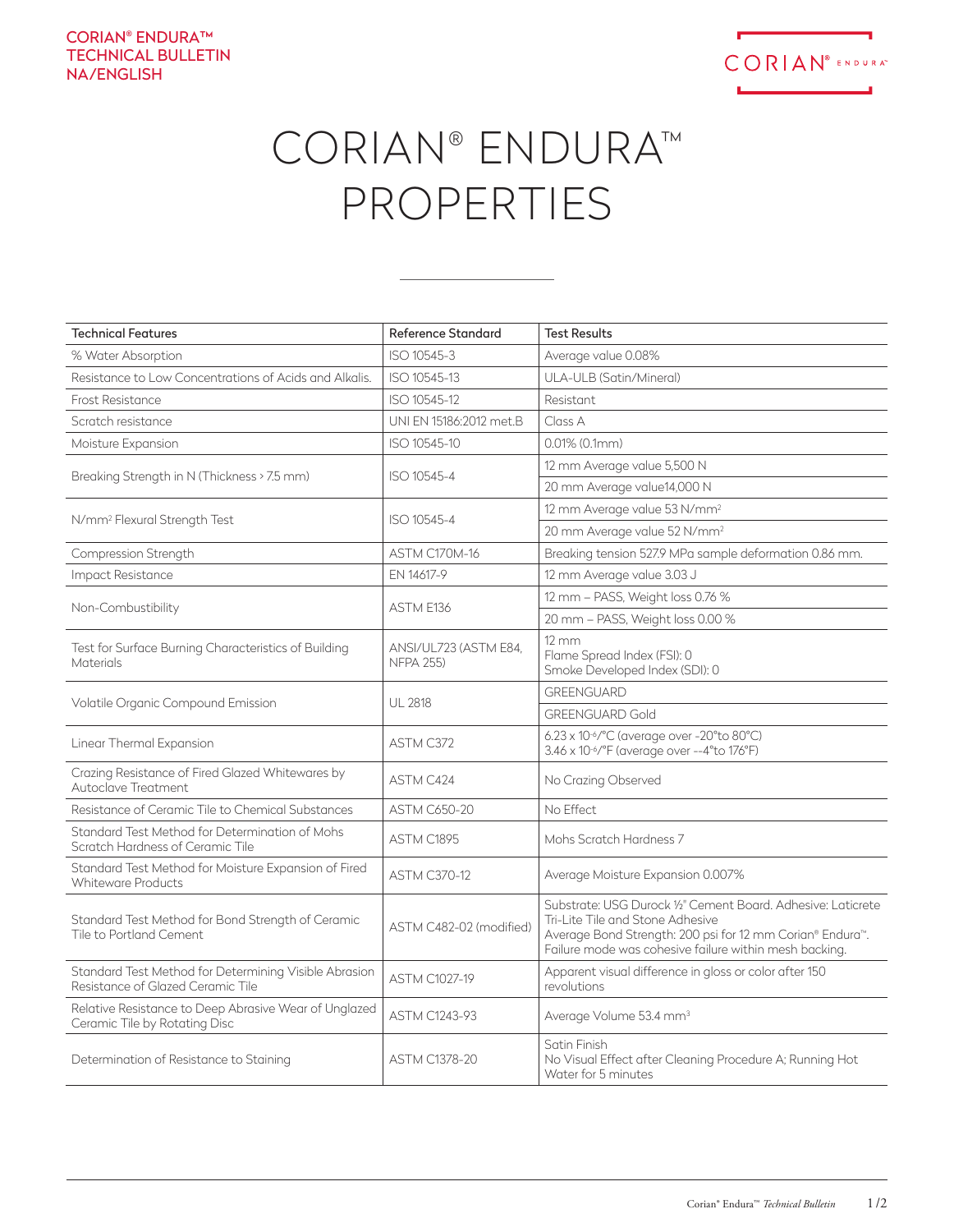CORIAN® ENDURA™
TECHNICAL BULLETIN
NA/ENGLISH

# CORIAN® ENDURA™ PROPERTIES

| Technical Features | Reference Standard | Test Results |
|---|---|---|
| % Water Absorption | ISO 10545-3 | Average value 0.08% |
| Resistance to Low Concentrations of Acids and Alkalis. | ISO 10545-13 | ULA-ULB (Satin/Mineral) |
| Frost Resistance | ISO 10545-12 | Resistant |
| Scratch resistance | UNI EN 15186:2012 met.B | Class A |
| Moisture Expansion | ISO 10545-10 | 0.01% (0.1mm) |
| Breaking Strength in N (Thickness > 7.5 mm) | ISO 10545-4 | 12 mm Average value 5,500 N |
| | | 20 mm Average value14,000 N |
| N/mm² Flexural Strength Test | ISO 10545-4 | 12 mm Average value 53 N/mm² |
| | | 20 mm Average value 52 N/mm² |
| Compression Strength | ASTM C170M-16 | Breaking tension 527.9 MPa sample deformation 0.86 mm. |
| Impact Resistance | EN 14617-9 | 12 mm Average value 3.03 J |
| Non-Combustibility | ASTM E136 | 12 mm – PASS, Weight loss 0.76 % |
| | | 20 mm – PASS, Weight loss 0.00 % |
| Test for Surface Burning Characteristics of Building Materials | ANSI/UL723 (ASTM E84, NFPA 255) | 12 mm<br>Flame Spread Index (FSI): 0<br>Smoke Developed Index (SDI): 0 |
| Volatile Organic Compound Emission | UL 2818 | GREENGUARD |
| | | GREENGUARD Gold |
| Linear Thermal Expansion | ASTM C372 | $6.23 \times 10^{-6}$/°C (average over -20°to 80°C)<br>$3.46 \times 10^{-6}$/°F (average over --4°to 176°F) |
| Crazing Resistance of Fired Glazed Whitewares by Autoclave Treatment | ASTM C424 | No Crazing Observed |
| Resistance of Ceramic Tile to Chemical Substances | ASTM C650-20 | No Effect |
| Standard Test Method for Determination of Mohs Scratch Hardness of Ceramic Tile | ASTM C1895 | Mohs Scratch Hardness 7 |
| Standard Test Method for Moisture Expansion of Fired Whiteware Products | ASTM C370-12 | Average Moisture Expansion 0.007% |
| Standard Test Method for Bond Strength of Ceramic Tile to Portland Cement | ASTM C482-02 (modified) | Substrate: USG Durock ½" Cement Board. Adhesive: Laticrete Tri-Lite Tile and Stone Adhesive<br>Average Bond Strength: 200 psi for 12 mm Corian® Endura™. Failure mode was cohesive failure within mesh backing. |
| Standard Test Method for Determining Visible Abrasion Resistance of Glazed Ceramic Tile | ASTM C1027-19 | Apparent visual difference in gloss or color after 150 revolutions |
| Relative Resistance to Deep Abrasive Wear of Unglazed Ceramic Tile by Rotating Disc | ASTM C1243-93 | Average Volume 53.4 mm³ |
| Determination of Resistance to Staining | ASTM C1378-20 | Satin Finish<br>No Visual Effect after Cleaning Procedure A; Running Hot Water for 5 minutes |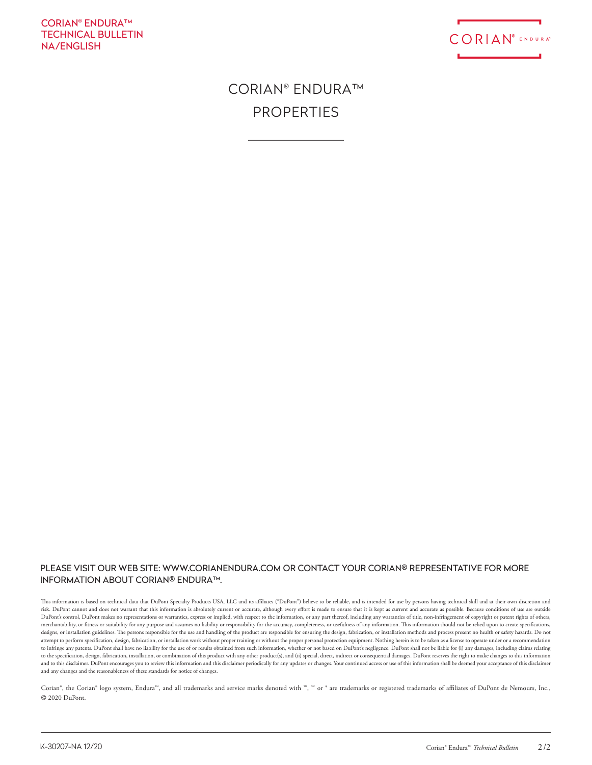# CORIAN® ENDURA™ PROPERTIES

**PLEASE VISIT OUR WEB SITE: WWW.CORIANENDURA.COM OR CONTACT YOUR CORIAN® REPRESENTATIVE FOR MORE INFORMATION ABOUT CORIAN® ENDURA™.**

This information is based on technical data that DuPont Specialty Products USA, LLC and its affiliates ("DuPont") believe to be reliable, and is intended for use by persons having technical skill and at their own discretion and risk. DuPont cannot and does not warrant that this information is absolutely current or accurate, although every effort is made to ensure that it is kept as current and accurate as possible. Because conditions of use are outside DuPont's control, DuPont makes no representations or warranties, express or implied, with respect to the information, or any part thereof, including any warranties of title, non-infringement of copyright or patent rights of others, merchantability, or fitness or suitability for any purpose and assumes no liability or responsibility for the accuracy, completeness, or usefulness of any information. This information should not be relied upon to create specifications, designs, or installation guidelines. The persons responsible for the use and handling of the product are responsible for ensuring the design, fabrication, or installation methods and process present no health or safety hazards. Do not attempt to perform specification, design, fabrication, or installation work without proper training or without the proper personal protection equipment. Nothing herein is to be taken as a license to operate under or a recommendation to infringe any patents. DuPont shall have no liability for the use of or results obtained from such information, whether or not based on DuPont's negligence. DuPont shall not be liable for (i) any damages, including claims relating to the specification, design, fabrication, installation, or combination of this product with any other product(s), and (ii) special, direct, indirect or consequential damages. DuPont reserves the right to make changes to this information and to this disclaimer. DuPont encourages you to review this information and this disclaimer periodically for any updates or changes. Your continued access or use of this information shall be deemed your acceptance of this disclaimer and any changes and the reasonableness of these standards for notice of changes.

Corian®, the Corian® logo system, Endura™, and all trademarks and service marks denoted with ™, ℠ or ® are trademarks or registered trademarks of affiliates of DuPont de Nemours, Inc., © 2020 DuPont.

K-30207-NA 12/20